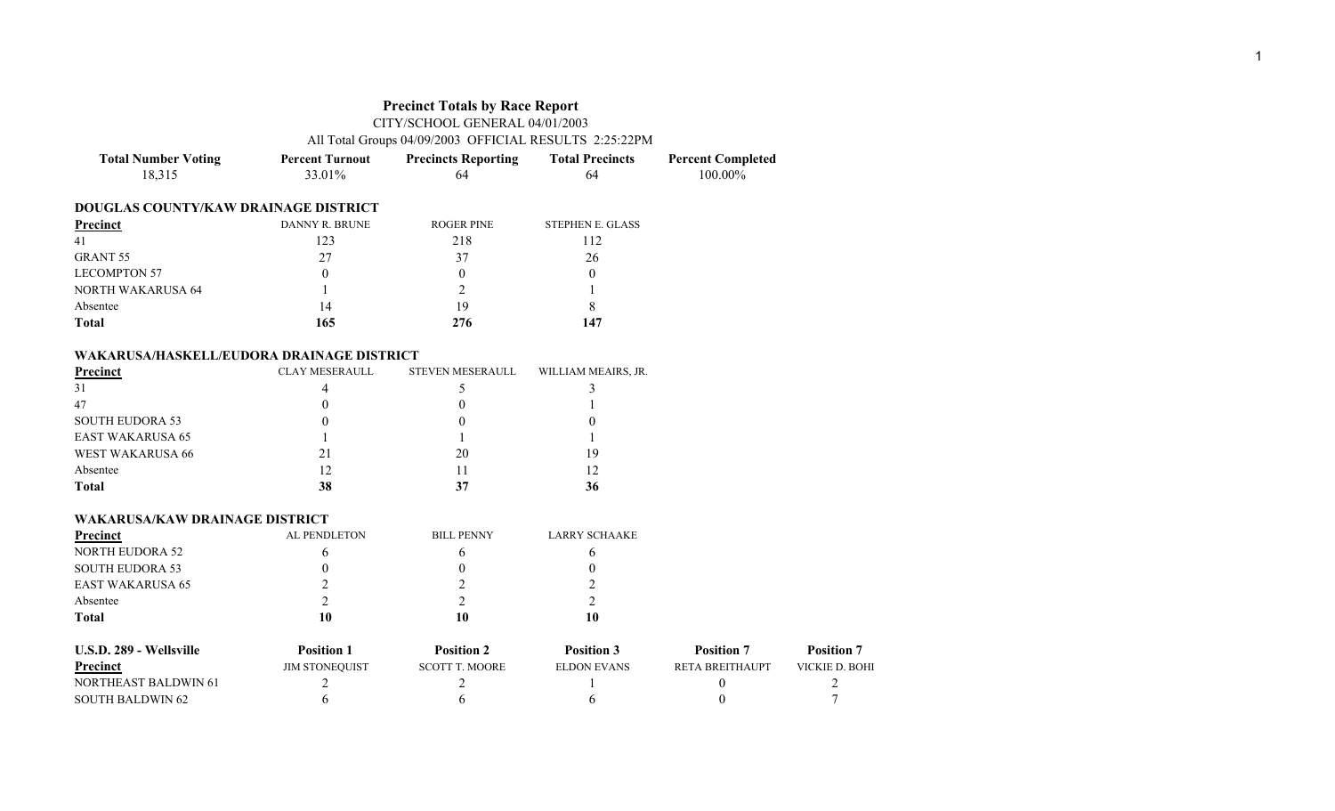# Precinct Totals by Race Report

CITY/SCHOOL GENERAL 04/01/2003

All Total Groups 04/09/2003 OFFICIAL RESULTS 2:25:22PM

| Total Number Voting | Percent Turnout | Precincts Reporting | Total Precincts | Percent Completed |
|---|---|---|---|---|
| 18,315 | 33.01% | 64 | 64 | 100.00% |

## DOUGLAS COUNTY/KAW DRAINAGE DISTRICT

| Precinct | DANNY R. BRUNE | ROGER PINE | STEPHEN E. GLASS |
|---|---|---|---|
| 41 | 123 | 218 | 112 |
| GRANT 55 | 27 | 37 | 26 |
| LECOMPTON 57 | 0 | 0 | 0 |
| NORTH WAKARUSA 64 | 1 | 2 | 1 |
| Absentee | 14 | 19 | 8 |
| **Total** | **165** | **276** | **147** |

## WAKARUSA/HASKELL/EUDORA DRAINAGE DISTRICT

| Precinct | CLAY MESERAULL | STEVEN MESERAULL | WILLIAM MEAIRS, JR. |
|---|---|---|---|
| 31 | 4 | 5 | 3 |
| 47 | 0 | 0 | 1 |
| SOUTH EUDORA 53 | 0 | 0 | 0 |
| EAST WAKARUSA 65 | 1 | 1 | 1 |
| WEST WAKARUSA 66 | 21 | 20 | 19 |
| Absentee | 12 | 11 | 12 |
| **Total** | **38** | **37** | **36** |

## WAKARUSA/KAW DRAINAGE DISTRICT

| Precinct | AL PENDLETON | BILL PENNY | LARRY SCHAAKE |
|---|---|---|---|
| NORTH EUDORA 52 | 6 | 6 | 6 |
| SOUTH EUDORA 53 | 0 | 0 | 0 |
| EAST WAKARUSA 65 | 2 | 2 | 2 |
| Absentee | 2 | 2 | 2 |
| **Total** | **10** | **10** | **10** |

## U.S.D. 289 - Wellsville

| | Position 1 | Position 2 | Position 3 | Position 7 | Position 7 |
|---|---|---|---|---|---|
| Precinct | JIM STONEQUIST | SCOTT T. MOORE | ELDON EVANS | RETA BREITHAUPT | VICKIE D. BOHI |
| NORTHEAST BALDWIN 61 | 2 | 2 | 1 | 0 | 2 |
| SOUTH BALDWIN 62 | 6 | 6 | 6 | 0 | 7 |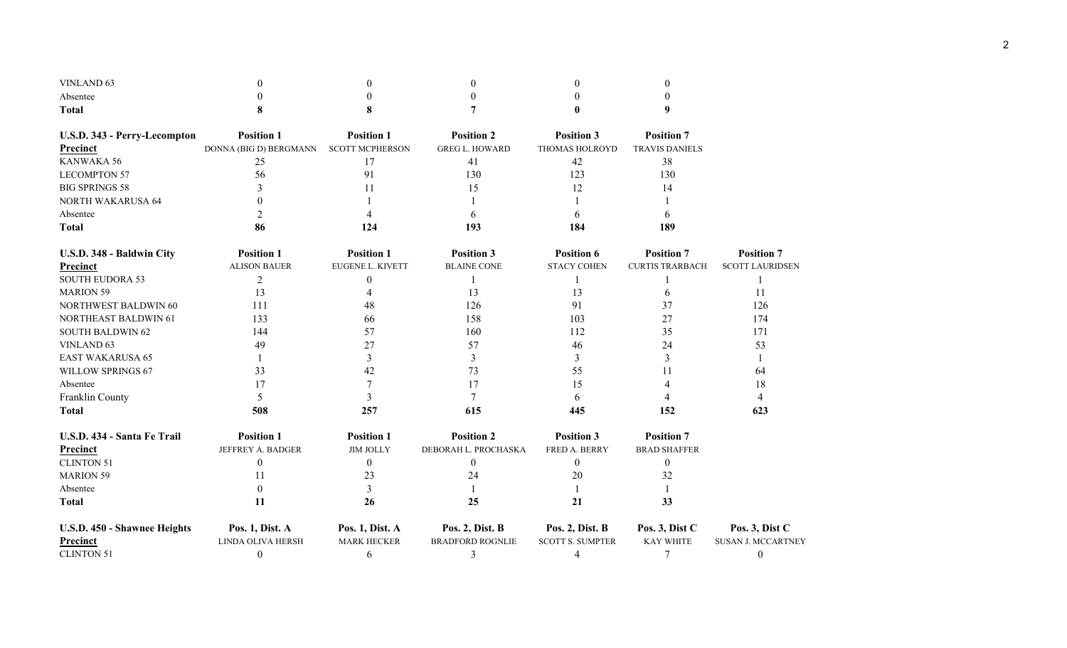| | | | | | |
|---|---|---|---|---|---|
| VINLAND 63 | 0 | 0 | 0 | 0 | 0 |
| Absentee | 0 | 0 | 0 | 0 | 0 |
| **Total** | **8** | **8** | **7** | **0** | **9** |

| **U.S.D. 343 - Perry-Lecompton** | **Position 1** | **Position 1** | **Position 2** | **Position 3** | **Position 7** |
|---|---|---|---|---|---|
| **Precinct** | DONNA (BIG D) BERGMANN | SCOTT MCPHERSON | GREG L. HOWARD | THOMAS HOLROYD | TRAVIS DANIELS |
| KANWAKA 56 | 25 | 17 | 41 | 42 | 38 |
| LECOMPTON 57 | 56 | 91 | 130 | 123 | 130 |
| BIG SPRINGS 58 | 3 | 11 | 15 | 12 | 14 |
| NORTH WAKARUSA 64 | 0 | 1 | 1 | 1 | 1 |
| Absentee | 2 | 4 | 6 | 6 | 6 |
| **Total** | **86** | **124** | **193** | **184** | **189** |

| **U.S.D. 348 - Baldwin City** | **Position 1** | **Position 1** | **Position 3** | **Position 6** | **Position 7** | **Position 7** |
|---|---|---|---|---|---|---|
| **Precinct** | ALISON BAUER | EUGENE L. KIVETT | BLAINE CONE | STACY COHEN | CURTIS TRARBACH | SCOTT LAURIDSEN |
| SOUTH EUDORA 53 | 2 | 0 | 1 | 1 | 1 | 1 |
| MARION 59 | 13 | 4 | 13 | 13 | 6 | 11 |
| NORTHWEST BALDWIN 60 | 111 | 48 | 126 | 91 | 37 | 126 |
| NORTHEAST BALDWIN 61 | 133 | 66 | 158 | 103 | 27 | 174 |
| SOUTH BALDWIN 62 | 144 | 57 | 160 | 112 | 35 | 171 |
| VINLAND 63 | 49 | 27 | 57 | 46 | 24 | 53 |
| EAST WAKARUSA 65 | 1 | 3 | 3 | 3 | 3 | 1 |
| WILLOW SPRINGS 67 | 33 | 42 | 73 | 55 | 11 | 64 |
| Absentee | 17 | 7 | 17 | 15 | 4 | 18 |
| Franklin County | 5 | 3 | 7 | 6 | 4 | 4 |
| **Total** | **508** | **257** | **615** | **445** | **152** | **623** |

| **U.S.D. 434 - Santa Fe Trail** | **Position 1** | **Position 1** | **Position 2** | **Position 3** | **Position 7** |
|---|---|---|---|---|---|
| **Precinct** | JEFFREY A. BADGER | JIM JOLLY | DEBORAH L. PROCHASKA | FRED A. BERRY | BRAD SHAFFER |
| CLINTON 51 | 0 | 0 | 0 | 0 | 0 |
| MARION 59 | 11 | 23 | 24 | 20 | 32 |
| Absentee | 0 | 3 | 1 | 1 | 1 |
| **Total** | **11** | **26** | **25** | **21** | **33** |

| **U.S.D. 450 - Shawnee Heights** | **Pos. 1, Dist. A** | **Pos. 1, Dist. A** | **Pos. 2, Dist. B** | **Pos. 2, Dist. B** | **Pos. 3, Dist C** | **Pos. 3, Dist C** |
|---|---|---|---|---|---|---|
| **Precinct** | LINDA OLIVA HERSH | MARK HECKER | BRADFORD ROGNLIE | SCOTT S. SUMPTER | KAY WHITE | SUSAN J. MCCARTNEY |
| CLINTON 51 | 0 | 6 | 3 | 4 | 7 | 0 |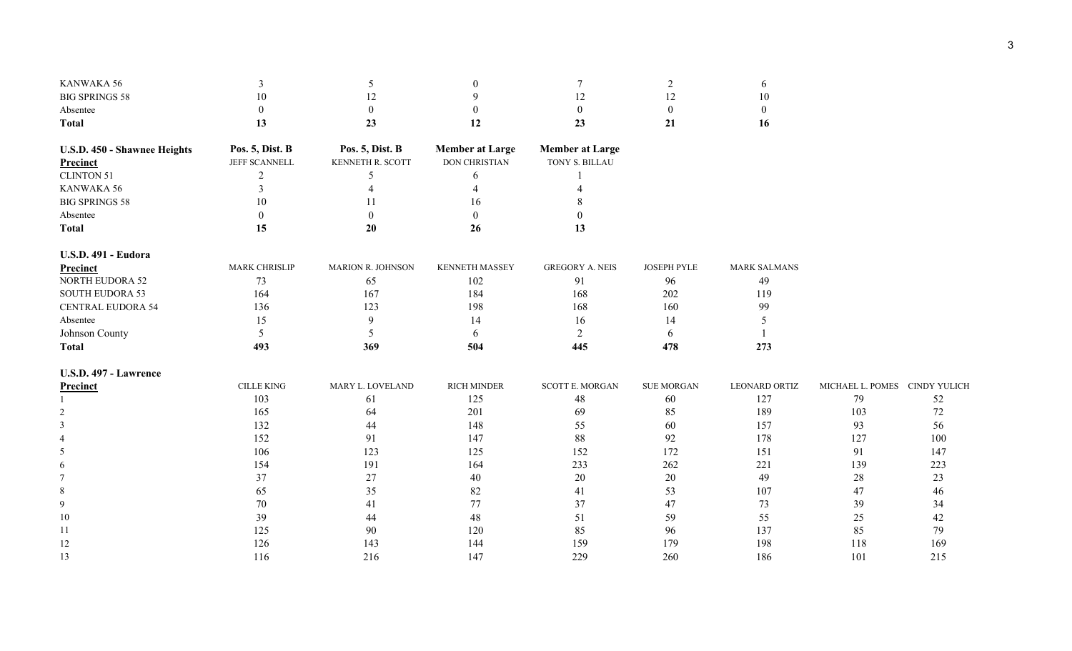| | | | | | | |
|---|---|---|---|---|---|---|
| KANWAKA 56 | 3 | 5 | 0 | 7 | 2 | 6 |
| BIG SPRINGS 58 | 10 | 12 | 9 | 12 | 12 | 10 |
| Absentee | 0 | 0 | 0 | 0 | 0 | 0 |
| **Total** | **13** | **23** | **12** | **23** | **21** | **16** |

| **U.S.D. 450 - Shawnee Heights** | **Pos. 5, Dist. B** | **Pos. 5, Dist. B** | **Member at Large** | **Member at Large** |
|---|---|---|---|---|
| **Precinct** | JEFF SCANNELL | KENNETH R. SCOTT | DON CHRISTIAN | TONY S. BILLAU |
| CLINTON 51 | 2 | 5 | 6 | 1 |
| KANWAKA 56 | 3 | 4 | 4 | 4 |
| BIG SPRINGS 58 | 10 | 11 | 16 | 8 |
| Absentee | 0 | 0 | 0 | 0 |
| **Total** | **15** | **20** | **26** | **13** |

**U.S.D. 491 - Eudora**

| **Precinct** | MARK CHRISLIP | MARION R. JOHNSON | KENNETH MASSEY | GREGORY A. NEIS | JOSEPH PYLE | MARK SALMANS |
|---|---|---|---|---|---|---|
| NORTH EUDORA 52 | 73 | 65 | 102 | 91 | 96 | 49 |
| SOUTH EUDORA 53 | 164 | 167 | 184 | 168 | 202 | 119 |
| CENTRAL EUDORA 54 | 136 | 123 | 198 | 168 | 160 | 99 |
| Absentee | 15 | 9 | 14 | 16 | 14 | 5 |
| Johnson County | 5 | 5 | 6 | 2 | 6 | 1 |
| **Total** | **493** | **369** | **504** | **445** | **478** | **273** |

**U.S.D. 497 - Lawrence**

| **Precinct** | CILLE KING | MARY L. LOVELAND | RICH MINDER | SCOTT E. MORGAN | SUE MORGAN | LEONARD ORTIZ | MICHAEL L. POMES | CINDY YULICH |
|---|---|---|---|---|---|---|---|---|
| 1 | 103 | 61 | 125 | 48 | 60 | 127 | 79 | 52 |
| 2 | 165 | 64 | 201 | 69 | 85 | 189 | 103 | 72 |
| 3 | 132 | 44 | 148 | 55 | 60 | 157 | 93 | 56 |
| 4 | 152 | 91 | 147 | 88 | 92 | 178 | 127 | 100 |
| 5 | 106 | 123 | 125 | 152 | 172 | 151 | 91 | 147 |
| 6 | 154 | 191 | 164 | 233 | 262 | 221 | 139 | 223 |
| 7 | 37 | 27 | 40 | 20 | 20 | 49 | 28 | 23 |
| 8 | 65 | 35 | 82 | 41 | 53 | 107 | 47 | 46 |
| 9 | 70 | 41 | 77 | 37 | 47 | 73 | 39 | 34 |
| 10 | 39 | 44 | 48 | 51 | 59 | 55 | 25 | 42 |
| 11 | 125 | 90 | 120 | 85 | 96 | 137 | 85 | 79 |
| 12 | 126 | 143 | 144 | 159 | 179 | 198 | 118 | 169 |
| 13 | 116 | 216 | 147 | 229 | 260 | 186 | 101 | 215 |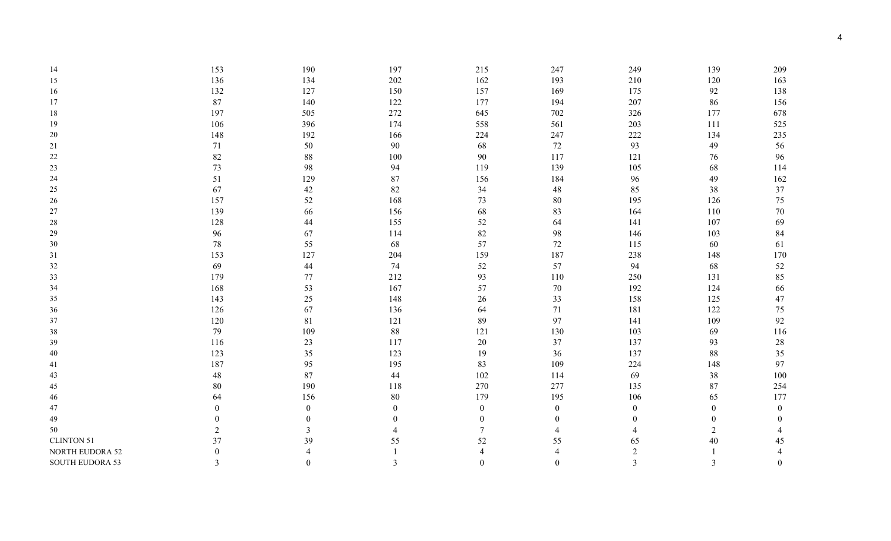| | | | | | | | | |
|---|---|---|---|---|---|---|---|---|
| 14 | 153 | 190 | 197 | 215 | 247 | 249 | 139 | 209 |
| 15 | 136 | 134 | 202 | 162 | 193 | 210 | 120 | 163 |
| 16 | 132 | 127 | 150 | 157 | 169 | 175 | 92 | 138 |
| 17 | 87 | 140 | 122 | 177 | 194 | 207 | 86 | 156 |
| 18 | 197 | 505 | 272 | 645 | 702 | 326 | 177 | 678 |
| 19 | 106 | 396 | 174 | 558 | 561 | 203 | 111 | 525 |
| 20 | 148 | 192 | 166 | 224 | 247 | 222 | 134 | 235 |
| 21 | 71 | 50 | 90 | 68 | 72 | 93 | 49 | 56 |
| 22 | 82 | 88 | 100 | 90 | 117 | 121 | 76 | 96 |
| 23 | 73 | 98 | 94 | 119 | 139 | 105 | 68 | 114 |
| 24 | 51 | 129 | 87 | 156 | 184 | 96 | 49 | 162 |
| 25 | 67 | 42 | 82 | 34 | 48 | 85 | 38 | 37 |
| 26 | 157 | 52 | 168 | 73 | 80 | 195 | 126 | 75 |
| 27 | 139 | 66 | 156 | 68 | 83 | 164 | 110 | 70 |
| 28 | 128 | 44 | 155 | 52 | 64 | 141 | 107 | 69 |
| 29 | 96 | 67 | 114 | 82 | 98 | 146 | 103 | 84 |
| 30 | 78 | 55 | 68 | 57 | 72 | 115 | 60 | 61 |
| 31 | 153 | 127 | 204 | 159 | 187 | 238 | 148 | 170 |
| 32 | 69 | 44 | 74 | 52 | 57 | 94 | 68 | 52 |
| 33 | 179 | 77 | 212 | 93 | 110 | 250 | 131 | 85 |
| 34 | 168 | 53 | 167 | 57 | 70 | 192 | 124 | 66 |
| 35 | 143 | 25 | 148 | 26 | 33 | 158 | 125 | 47 |
| 36 | 126 | 67 | 136 | 64 | 71 | 181 | 122 | 75 |
| 37 | 120 | 81 | 121 | 89 | 97 | 141 | 109 | 92 |
| 38 | 79 | 109 | 88 | 121 | 130 | 103 | 69 | 116 |
| 39 | 116 | 23 | 117 | 20 | 37 | 137 | 93 | 28 |
| 40 | 123 | 35 | 123 | 19 | 36 | 137 | 88 | 35 |
| 41 | 187 | 95 | 195 | 83 | 109 | 224 | 148 | 97 |
| 43 | 48 | 87 | 44 | 102 | 114 | 69 | 38 | 100 |
| 45 | 80 | 190 | 118 | 270 | 277 | 135 | 87 | 254 |
| 46 | 64 | 156 | 80 | 179 | 195 | 106 | 65 | 177 |
| 47 | 0 | 0 | 0 | 0 | 0 | 0 | 0 | 0 |
| 49 | 0 | 0 | 0 | 0 | 0 | 0 | 0 | 0 |
| 50 | 2 | 3 | 4 | 7 | 4 | 4 | 2 | 4 |
| CLINTON 51 | 37 | 39 | 55 | 52 | 55 | 65 | 40 | 45 |
| NORTH EUDORA 52 | 0 | 4 | 1 | 4 | 4 | 2 | 1 | 4 |
| SOUTH EUDORA 53 | 3 | 0 | 3 | 0 | 0 | 3 | 3 | 0 |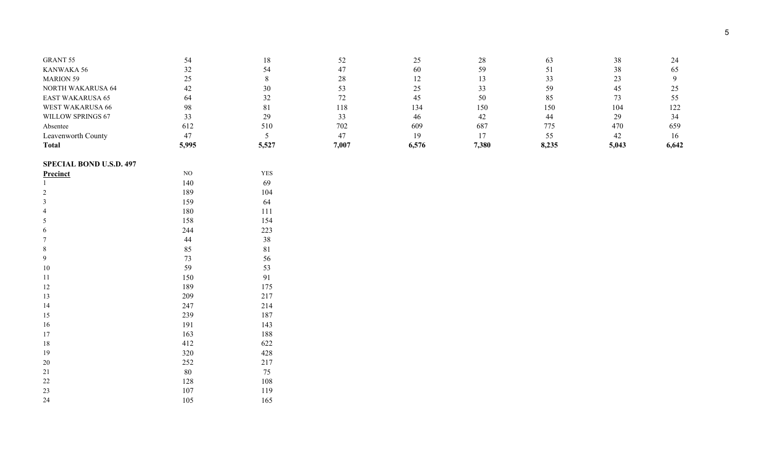| | | | | | | | | |
|---|---|---|---|---|---|---|---|---|
| GRANT 55 | 54 | 18 | 52 | 25 | 28 | 63 | 38 | 24 |
| KANWAKA 56 | 32 | 54 | 47 | 60 | 59 | 51 | 38 | 65 |
| MARION 59 | 25 | 8 | 28 | 12 | 13 | 33 | 23 | 9 |
| NORTH WAKARUSA 64 | 42 | 30 | 53 | 25 | 33 | 59 | 45 | 25 |
| EAST WAKARUSA 65 | 64 | 32 | 72 | 45 | 50 | 85 | 73 | 55 |
| WEST WAKARUSA 66 | 98 | 81 | 118 | 134 | 150 | 150 | 104 | 122 |
| WILLOW SPRINGS 67 | 33 | 29 | 33 | 46 | 42 | 44 | 29 | 34 |
| Absentee | 612 | 510 | 702 | 609 | 687 | 775 | 470 | 659 |
| Leavenworth County | 47 | 5 | 47 | 19 | 17 | 55 | 42 | 16 |
| **Total** | **5,995** | **5,527** | **7,007** | **6,576** | **7,380** | **8,235** | **5,043** | **6,642** |

**SPECIAL BOND U.S.D. 497**

| **Precinct** | NO | YES |
|---|---|---|
| 1 | 140 | 69 |
| 2 | 189 | 104 |
| 3 | 159 | 64 |
| 4 | 180 | 111 |
| 5 | 158 | 154 |
| 6 | 244 | 223 |
| 7 | 44 | 38 |
| 8 | 85 | 81 |
| 9 | 73 | 56 |
| 10 | 59 | 53 |
| 11 | 150 | 91 |
| 12 | 189 | 175 |
| 13 | 209 | 217 |
| 14 | 247 | 214 |
| 15 | 239 | 187 |
| 16 | 191 | 143 |
| 17 | 163 | 188 |
| 18 | 412 | 622 |
| 19 | 320 | 428 |
| 20 | 252 | 217 |
| 21 | 80 | 75 |
| 22 | 128 | 108 |
| 23 | 107 | 119 |
| 24 | 105 | 165 |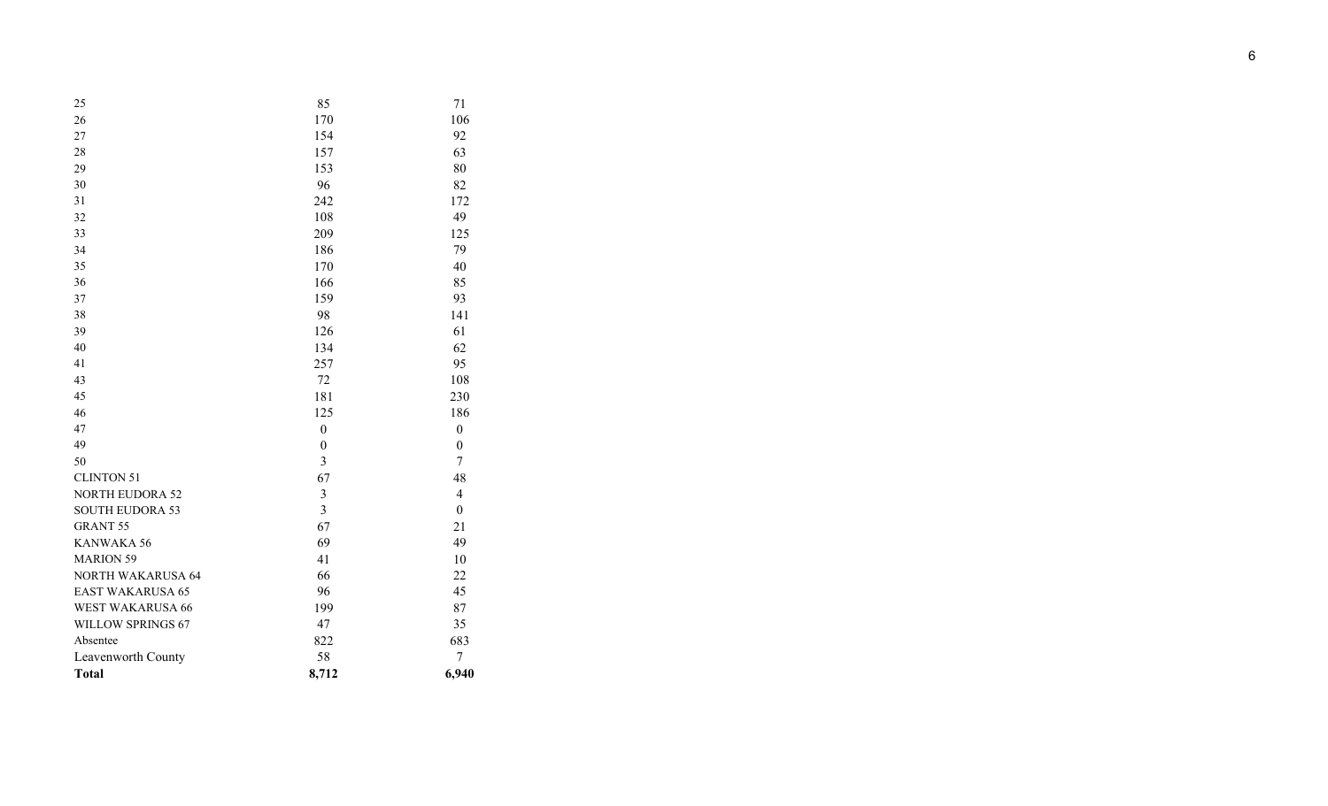| | | |
|---|---|---|
| 25 | 85 | 71 |
| 26 | 170 | 106 |
| 27 | 154 | 92 |
| 28 | 157 | 63 |
| 29 | 153 | 80 |
| 30 | 96 | 82 |
| 31 | 242 | 172 |
| 32 | 108 | 49 |
| 33 | 209 | 125 |
| 34 | 186 | 79 |
| 35 | 170 | 40 |
| 36 | 166 | 85 |
| 37 | 159 | 93 |
| 38 | 98 | 141 |
| 39 | 126 | 61 |
| 40 | 134 | 62 |
| 41 | 257 | 95 |
| 43 | 72 | 108 |
| 45 | 181 | 230 |
| 46 | 125 | 186 |
| 47 | 0 | 0 |
| 49 | 0 | 0 |
| 50 | 3 | 7 |
| CLINTON 51 | 67 | 48 |
| NORTH EUDORA 52 | 3 | 4 |
| SOUTH EUDORA 53 | 3 | 0 |
| GRANT 55 | 67 | 21 |
| KANWAKA 56 | 69 | 49 |
| MARION 59 | 41 | 10 |
| NORTH WAKARUSA 64 | 66 | 22 |
| EAST WAKARUSA 65 | 96 | 45 |
| WEST WAKARUSA 66 | 199 | 87 |
| WILLOW SPRINGS 67 | 47 | 35 |
| Absentee | 822 | 683 |
| Leavenworth County | 58 | 7 |
| **Total** | **8,712** | **6,940** |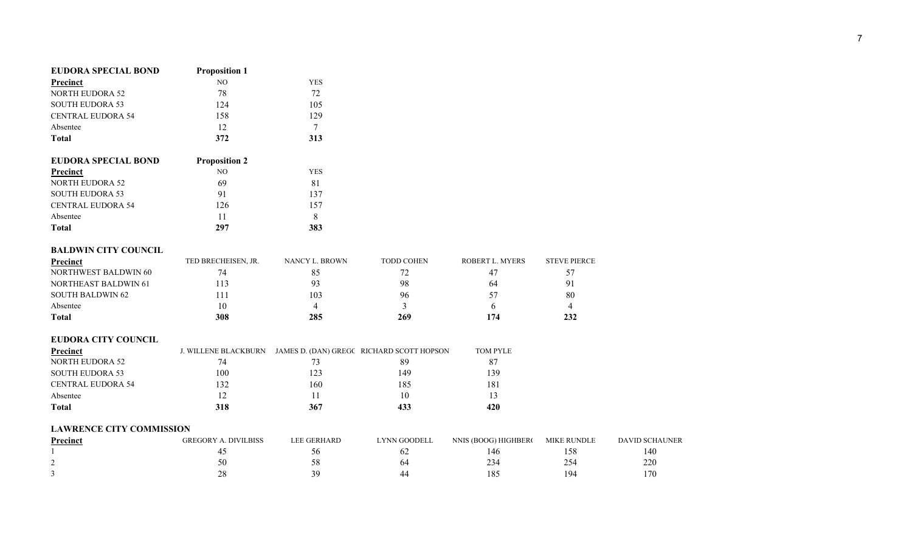## EUDORA SPECIAL BOND — Proposition 1

| Precinct | NO | YES |
|---|---|---|
| NORTH EUDORA 52 | 78 | 72 |
| SOUTH EUDORA 53 | 124 | 105 |
| CENTRAL EUDORA 54 | 158 | 129 |
| Absentee | 12 | 7 |
| **Total** | **372** | **313** |

## EUDORA SPECIAL BOND — Proposition 2

| Precinct | NO | YES |
|---|---|---|
| NORTH EUDORA 52 | 69 | 81 |
| SOUTH EUDORA 53 | 91 | 137 |
| CENTRAL EUDORA 54 | 126 | 157 |
| Absentee | 11 | 8 |
| **Total** | **297** | **383** |

## BALDWIN CITY COUNCIL

| Precinct | TED BRECHEISEN, JR. | NANCY L. BROWN | TODD COHEN | ROBERT L. MYERS | STEVE PIERCE |
|---|---|---|---|---|---|
| NORTHWEST BALDWIN 60 | 74 | 85 | 72 | 47 | 57 |
| NORTHEAST BALDWIN 61 | 113 | 93 | 98 | 64 | 91 |
| SOUTH BALDWIN 62 | 111 | 103 | 96 | 57 | 80 |
| Absentee | 10 | 4 | 3 | 6 | 4 |
| **Total** | **308** | **285** | **269** | **174** | **232** |

## EUDORA CITY COUNCIL

| Precinct | J. WILLENE BLACKBURN | JAMES D. (DAN) GREGC | RICHARD SCOTT HOPSON | TOM PYLE |
|---|---|---|---|---|
| NORTH EUDORA 52 | 74 | 73 | 89 | 87 |
| SOUTH EUDORA 53 | 100 | 123 | 149 | 139 |
| CENTRAL EUDORA 54 | 132 | 160 | 185 | 181 |
| Absentee | 12 | 11 | 10 | 13 |
| **Total** | **318** | **367** | **433** | **420** |

## LAWRENCE CITY COMMISSION

| Precinct | GREGORY A. DIVILBISS | LEE GERHARD | LYNN GOODELL | NNIS (BOOG) HIGHBER( | MIKE RUNDLE | DAVID SCHAUNER |
|---|---|---|---|---|---|---|
| 1 | 45 | 56 | 62 | 146 | 158 | 140 |
| 2 | 50 | 58 | 64 | 234 | 254 | 220 |
| 3 | 28 | 39 | 44 | 185 | 194 | 170 |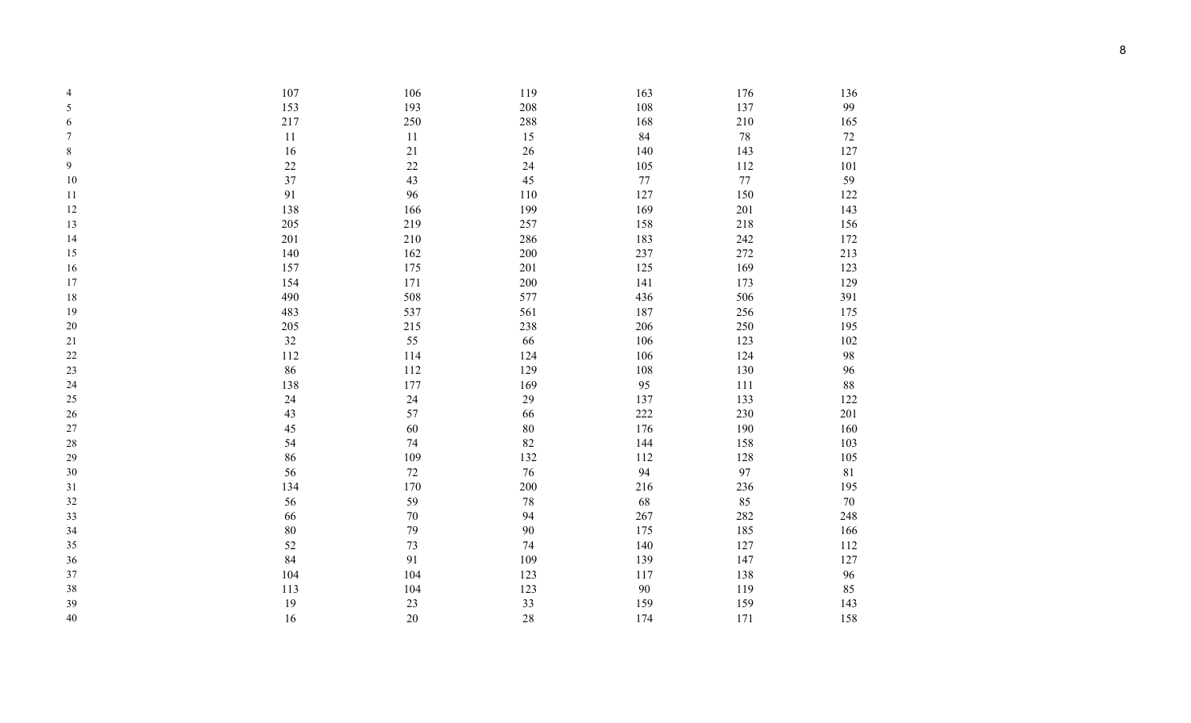| | | | | | | |
|---|---|---|---|---|---|---|
| 4 | 107 | 106 | 119 | 163 | 176 | 136 |
| 5 | 153 | 193 | 208 | 108 | 137 | 99 |
| 6 | 217 | 250 | 288 | 168 | 210 | 165 |
| 7 | 11 | 11 | 15 | 84 | 78 | 72 |
| 8 | 16 | 21 | 26 | 140 | 143 | 127 |
| 9 | 22 | 22 | 24 | 105 | 112 | 101 |
| 10 | 37 | 43 | 45 | 77 | 77 | 59 |
| 11 | 91 | 96 | 110 | 127 | 150 | 122 |
| 12 | 138 | 166 | 199 | 169 | 201 | 143 |
| 13 | 205 | 219 | 257 | 158 | 218 | 156 |
| 14 | 201 | 210 | 286 | 183 | 242 | 172 |
| 15 | 140 | 162 | 200 | 237 | 272 | 213 |
| 16 | 157 | 175 | 201 | 125 | 169 | 123 |
| 17 | 154 | 171 | 200 | 141 | 173 | 129 |
| 18 | 490 | 508 | 577 | 436 | 506 | 391 |
| 19 | 483 | 537 | 561 | 187 | 256 | 175 |
| 20 | 205 | 215 | 238 | 206 | 250 | 195 |
| 21 | 32 | 55 | 66 | 106 | 123 | 102 |
| 22 | 112 | 114 | 124 | 106 | 124 | 98 |
| 23 | 86 | 112 | 129 | 108 | 130 | 96 |
| 24 | 138 | 177 | 169 | 95 | 111 | 88 |
| 25 | 24 | 24 | 29 | 137 | 133 | 122 |
| 26 | 43 | 57 | 66 | 222 | 230 | 201 |
| 27 | 45 | 60 | 80 | 176 | 190 | 160 |
| 28 | 54 | 74 | 82 | 144 | 158 | 103 |
| 29 | 86 | 109 | 132 | 112 | 128 | 105 |
| 30 | 56 | 72 | 76 | 94 | 97 | 81 |
| 31 | 134 | 170 | 200 | 216 | 236 | 195 |
| 32 | 56 | 59 | 78 | 68 | 85 | 70 |
| 33 | 66 | 70 | 94 | 267 | 282 | 248 |
| 34 | 80 | 79 | 90 | 175 | 185 | 166 |
| 35 | 52 | 73 | 74 | 140 | 127 | 112 |
| 36 | 84 | 91 | 109 | 139 | 147 | 127 |
| 37 | 104 | 104 | 123 | 117 | 138 | 96 |
| 38 | 113 | 104 | 123 | 90 | 119 | 85 |
| 39 | 19 | 23 | 33 | 159 | 159 | 143 |
| 40 | 16 | 20 | 28 | 174 | 171 | 158 |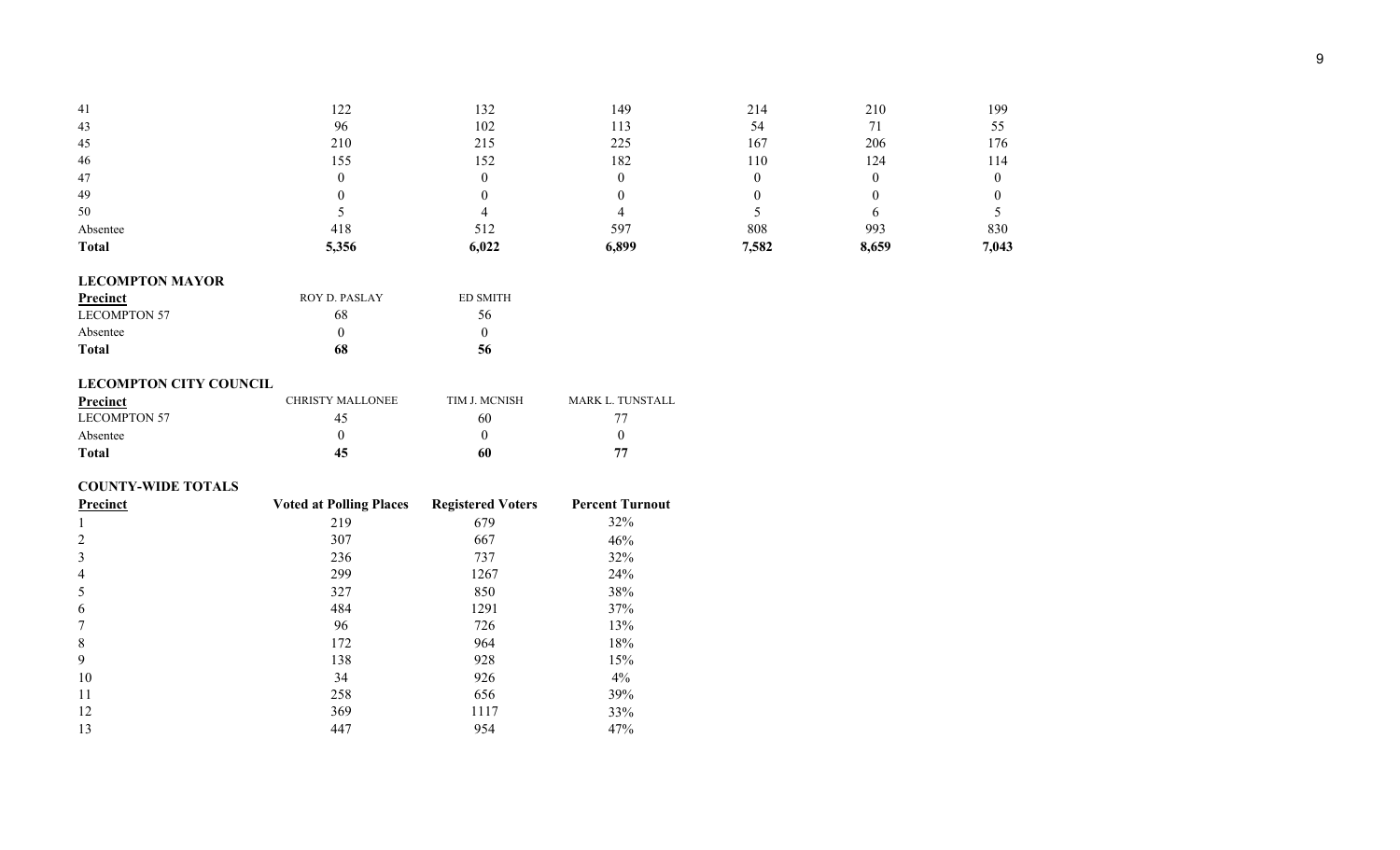| | | | | | | |
|---|---|---|---|---|---|---|
| 41 | 122 | 132 | 149 | 214 | 210 | 199 |
| 43 | 96 | 102 | 113 | 54 | 71 | 55 |
| 45 | 210 | 215 | 225 | 167 | 206 | 176 |
| 46 | 155 | 152 | 182 | 110 | 124 | 114 |
| 47 | 0 | 0 | 0 | 0 | 0 | 0 |
| 49 | 0 | 0 | 0 | 0 | 0 | 0 |
| 50 | 5 | 4 | 4 | 5 | 6 | 5 |
| Absentee | 418 | 512 | 597 | 808 | 993 | 830 |
| **Total** | **5,356** | **6,022** | **6,899** | **7,582** | **8,659** | **7,043** |

**LECOMPTON MAYOR**

| Precinct | ROY D. PASLAY | ED SMITH |
|---|---|---|
| LECOMPTON 57 | 68 | 56 |
| Absentee | 0 | 0 |
| **Total** | **68** | **56** |

**LECOMPTON CITY COUNCIL**

| Precinct | CHRISTY MALLONEE | TIM J. MCNISH | MARK L. TUNSTALL |
|---|---|---|---|
| LECOMPTON 57 | 45 | 60 | 77 |
| Absentee | 0 | 0 | 0 |
| **Total** | **45** | **60** | **77** |

**COUNTY-WIDE TOTALS**

| Precinct | Voted at Polling Places | Registered Voters | Percent Turnout |
|---|---|---|---|
| 1 | 219 | 679 | 32% |
| 2 | 307 | 667 | 46% |
| 3 | 236 | 737 | 32% |
| 4 | 299 | 1267 | 24% |
| 5 | 327 | 850 | 38% |
| 6 | 484 | 1291 | 37% |
| 7 | 96 | 726 | 13% |
| 8 | 172 | 964 | 18% |
| 9 | 138 | 928 | 15% |
| 10 | 34 | 926 | 4% |
| 11 | 258 | 656 | 39% |
| 12 | 369 | 1117 | 33% |
| 13 | 447 | 954 | 47% |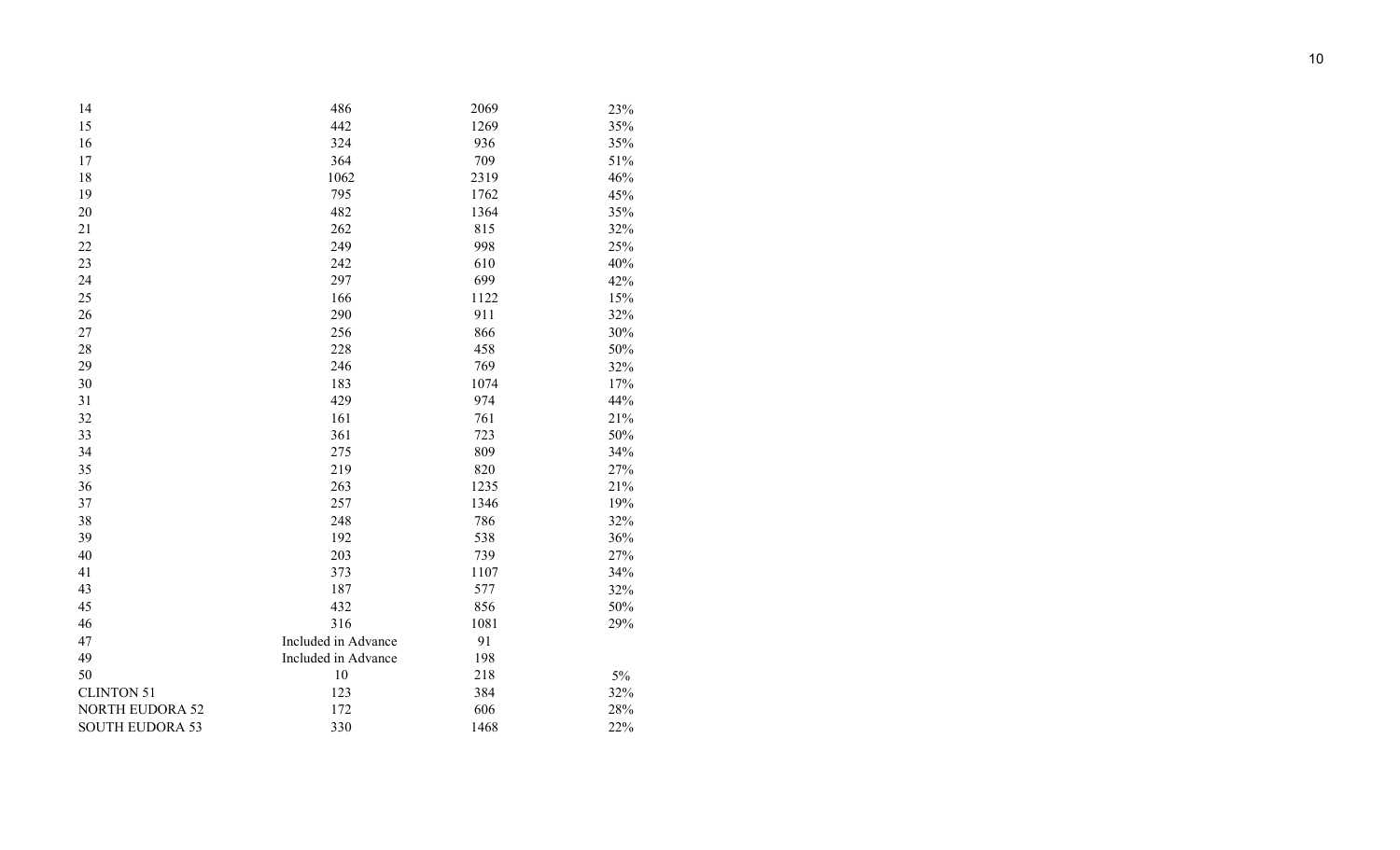| | | | |
|---|---|---|---|
| 14 | 486 | 2069 | 23% |
| 15 | 442 | 1269 | 35% |
| 16 | 324 | 936 | 35% |
| 17 | 364 | 709 | 51% |
| 18 | 1062 | 2319 | 46% |
| 19 | 795 | 1762 | 45% |
| 20 | 482 | 1364 | 35% |
| 21 | 262 | 815 | 32% |
| 22 | 249 | 998 | 25% |
| 23 | 242 | 610 | 40% |
| 24 | 297 | 699 | 42% |
| 25 | 166 | 1122 | 15% |
| 26 | 290 | 911 | 32% |
| 27 | 256 | 866 | 30% |
| 28 | 228 | 458 | 50% |
| 29 | 246 | 769 | 32% |
| 30 | 183 | 1074 | 17% |
| 31 | 429 | 974 | 44% |
| 32 | 161 | 761 | 21% |
| 33 | 361 | 723 | 50% |
| 34 | 275 | 809 | 34% |
| 35 | 219 | 820 | 27% |
| 36 | 263 | 1235 | 21% |
| 37 | 257 | 1346 | 19% |
| 38 | 248 | 786 | 32% |
| 39 | 192 | 538 | 36% |
| 40 | 203 | 739 | 27% |
| 41 | 373 | 1107 | 34% |
| 43 | 187 | 577 | 32% |
| 45 | 432 | 856 | 50% |
| 46 | 316 | 1081 | 29% |
| 47 | Included in Advance | 91 | |
| 49 | Included in Advance | 198 | |
| 50 | 10 | 218 | 5% |
| CLINTON 51 | 123 | 384 | 32% |
| NORTH EUDORA 52 | 172 | 606 | 28% |
| SOUTH EUDORA 53 | 330 | 1468 | 22% |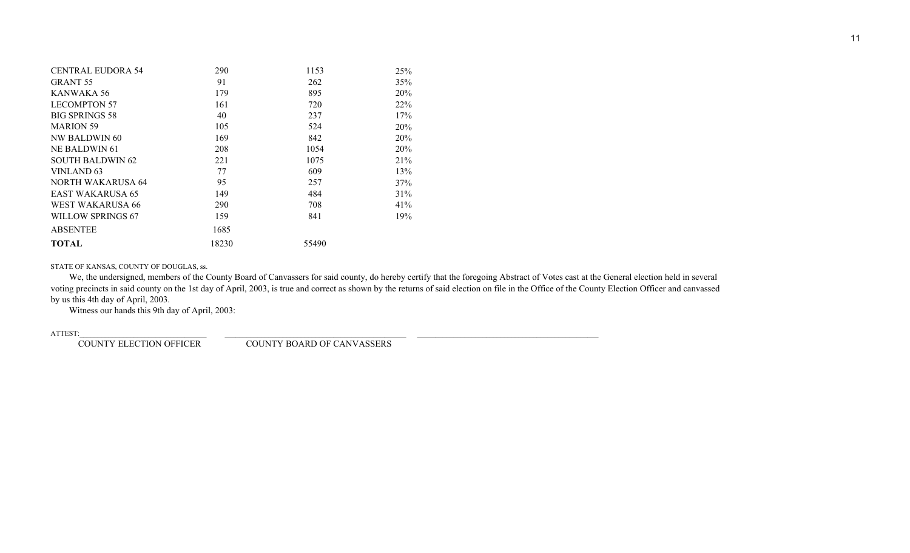| | | | |
|---|---|---|---|
| CENTRAL EUDORA 54 | 290 | 1153 | 25% |
| GRANT 55 | 91 | 262 | 35% |
| KANWAKA 56 | 179 | 895 | 20% |
| LECOMPTON 57 | 161 | 720 | 22% |
| BIG SPRINGS 58 | 40 | 237 | 17% |
| MARION 59 | 105 | 524 | 20% |
| NW BALDWIN 60 | 169 | 842 | 20% |
| NE BALDWIN 61 | 208 | 1054 | 20% |
| SOUTH BALDWIN 62 | 221 | 1075 | 21% |
| VINLAND 63 | 77 | 609 | 13% |
| NORTH WAKARUSA 64 | 95 | 257 | 37% |
| EAST WAKARUSA 65 | 149 | 484 | 31% |
| WEST WAKARUSA 66 | 290 | 708 | 41% |
| WILLOW SPRINGS 67 | 159 | 841 | 19% |
| ABSENTEE | 1685 | | |
| **TOTAL** | 18230 | 55490 | |

STATE OF KANSAS, COUNTY OF DOUGLAS, ss.

We, the undersigned, members of the County Board of Canvassers for said county, do hereby certify that the foregoing Abstract of Votes cast at the General election held in several voting precincts in said county on the 1st day of April, 2003, is true and correct as shown by the returns of said election on file in the Office of the County Election Officer and canvassed by us this 4th day of April, 2003.

Witness our hands this 9th day of April, 2003:

ATTEST:______________________________ ________________________________________ ________________________________________

COUNTY ELECTION OFFICER COUNTY BOARD OF CANVASSERS